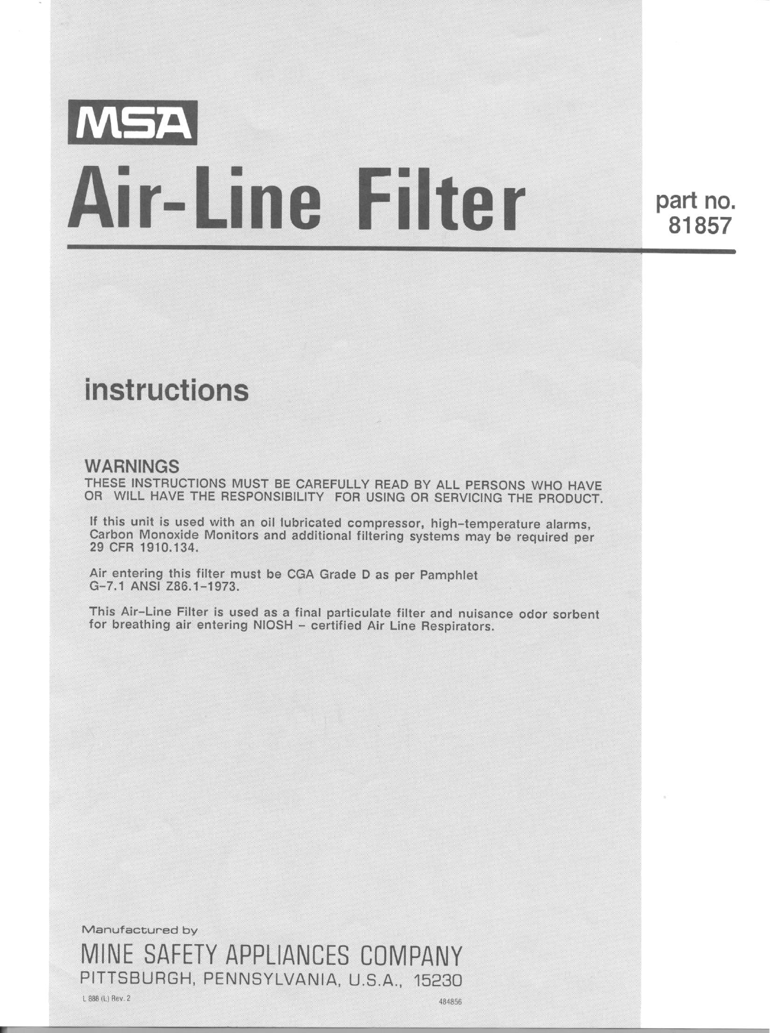**MSA**

# Air-Line Filter

part no. 81857

## instructions

### WARNINGS

THESE INSTRUCTIONS MUST BE CAREFULLY READ BY ALL PERSONS WHO HAVE OR WILL HAVE THE RESPONSIBILITY FOR USING OR SERVICING THE PRODUCT.

If this unit is used with an oil lubricated compressor, high-temperature alarms, Carbon Monoxide Monitors and additional filtering systems may be required per 29 CFR 1910.134.

Air entering this filter must be CGA Grade D as per Pamphlet G-7.1 ANSI Z86.1-1973.

This Air-Line Filter is used as a final particulate filter and nuisance odor sorbent for breathing air entering NIOSH - certified Air Line Respirators.

Manufactured by

MINE SAFETY APPLIANCES COMPANY

PITTSBURGH, PENNSYLVANIA, U.S.A., 15230

L 888 (L) Rev. 2

484856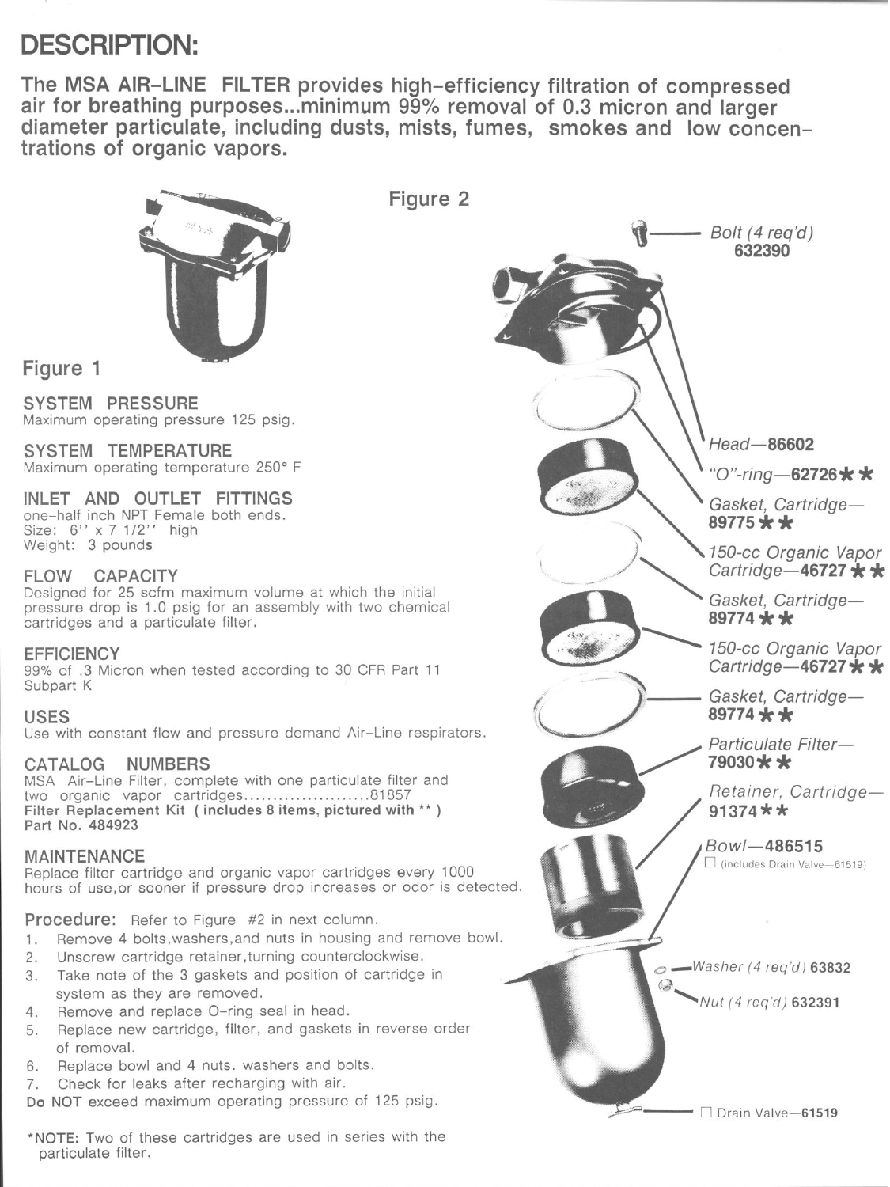# DESCRIPTION:

**The MSA AIR-LINE FILTER provides high-efficiency filtration of compressed air for breathing purposes...minimum 99% removal of 0.3 micron and larger diameter particulate, including dusts, mists, fumes, smokes and low concentrations of organic vapors.**

Figure 1

Figure 2

Bolt (4 req'd) **632390**

*Head*—**86602**

*"O"-ring*—**62726**★★

*Gasket, Cartridge*—**89775**★★

*150-cc Organic Vapor Cartridge*—**46727**★★

*Gasket, Cartridge*—**89774**★★

*150-cc Organic Vapor Cartridge*—**46727**★★

*Gasket, Cartridge*—**89774**★★

*Particulate Filter*—**79030**★★

*Retainer, Cartridge*—**91374**★★

*Bowl*—**486515**
□ (includes Drain Valve—61519)

*Washer (4 req'd)* **63832**

*Nut (4 req'd)* **632391**

□ Drain Valve—**61519**

## SYSTEM PRESSURE
Maximum operating pressure 125 psig.

## SYSTEM TEMPERATURE
Maximum operating temperature 250° F

## INLET AND OUTLET FITTINGS
one-half inch NPT Female both ends.
Size: 6'' x 7 1/2'' high
Weight: 3 pounds

## FLOW CAPACITY
Designed for 25 scfm maximum volume at which the initial pressure drop is 1.0 psig for an assembly with two chemical cartridges and a particulate filter.

## EFFICIENCY
99% of .3 Micron when tested according to 30 CFR Part 11 Subpart K

## USES
Use with constant flow and pressure demand Air-Line respirators.

## CATALOG NUMBERS
MSA Air-Line Filter, complete with one particulate filter and two organic vapor cartridges.....................81857
**Filter Replacement Kit ( includes 8 items, pictured with ** )**
**Part No. 484923**

## MAINTENANCE
Replace filter cartridge and organic vapor cartridges every 1000 hours of use,or sooner if pressure drop increases or odor is detected.

**Procedure:** Refer to Figure #2 in next column.

1. Remove 4 bolts,washers,and nuts in housing and remove bowl.
2. Unscrew cartridge retainer,turning counterclockwise.
3. Take note of the 3 gaskets and position of cartridge in system as they are removed.
4. Remove and replace O-ring seal in head.
5. Replace new cartridge, filter, and gaskets in reverse order of removal.
6. Replace bowl and 4 nuts. washers and bolts.
7. Check for leaks after recharging with air.

**Do NOT** exceed maximum operating pressure of 125 psig.

*NOTE: Two of these cartridges are used in series with the particulate filter.